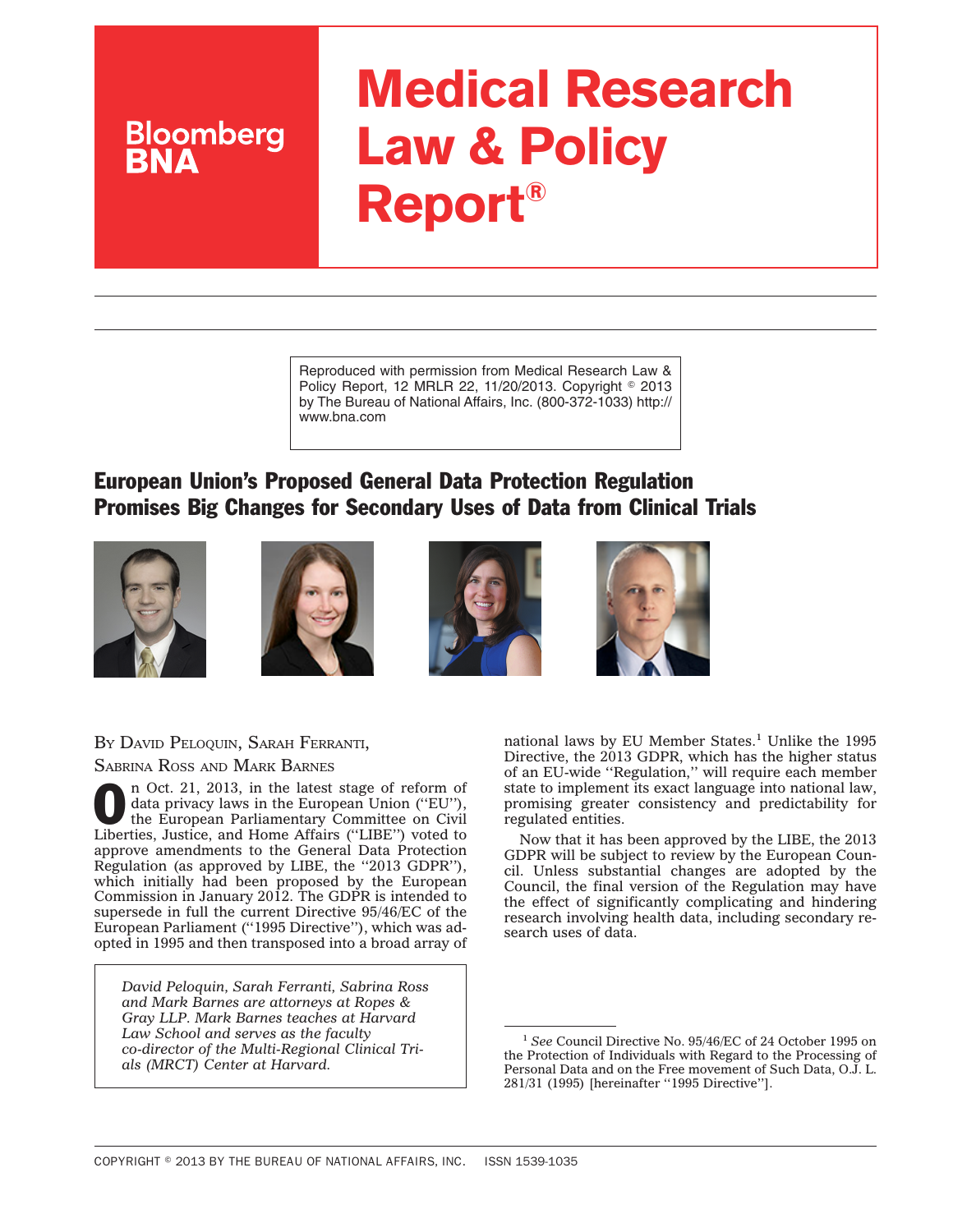# Medical Research Law & Policy Report®

Bloomberg BNA

Reproduced with permission from Medical Research Law & Policy Report, 12 MRLR 22, 11/20/2013. Copyright © 2013 by The Bureau of National Affairs, Inc. (800-372-1033) http://www.bna.com

## European Union's Proposed General Data Protection Regulation Promises Big Changes for Secondary Uses of Data from Clinical Trials

By David Peloquin, Sarah Ferranti, Sabrina Ross and Mark Barnes

On Oct. 21, 2013, in the latest stage of reform of data privacy laws in the European Union (''EU''), the European Parliamentary Committee on Civil Liberties, Justice, and Home Affairs (''LIBE'') voted to approve amendments to the General Data Protection Regulation (as approved by LIBE, the ''2013 GDPR''), which initially had been proposed by the European Commission in January 2012. The GDPR is intended to supersede in full the current Directive 95/46/EC of the European Parliament (''1995 Directive''), which was adopted in 1995 and then transposed into a broad array of national laws by EU Member States.[1] Unlike the 1995 Directive, the 2013 GDPR, which has the higher status of an EU-wide ''Regulation,'' will require each member state to implement its exact language into national law, promising greater consistency and predictability for regulated entities.

*David Peloquin, Sarah Ferranti, Sabrina Ross and Mark Barnes are attorneys at Ropes & Gray LLP. Mark Barnes teaches at Harvard Law School and serves as the faculty co-director of the Multi-Regional Clinical Trials (MRCT) Center at Harvard.*

Now that it has been approved by the LIBE, the 2013 GDPR will be subject to review by the European Council. Unless substantial changes are adopted by the Council, the final version of the Regulation may have the effect of significantly complicating and hindering research involving health data, including secondary research uses of data.

---

[1] *See* Council Directive No. 95/46/EC of 24 October 1995 on the Protection of Individuals with Regard to the Processing of Personal Data and on the Free movement of Such Data, O.J. L. 281/31 (1995) [hereinafter ''1995 Directive''].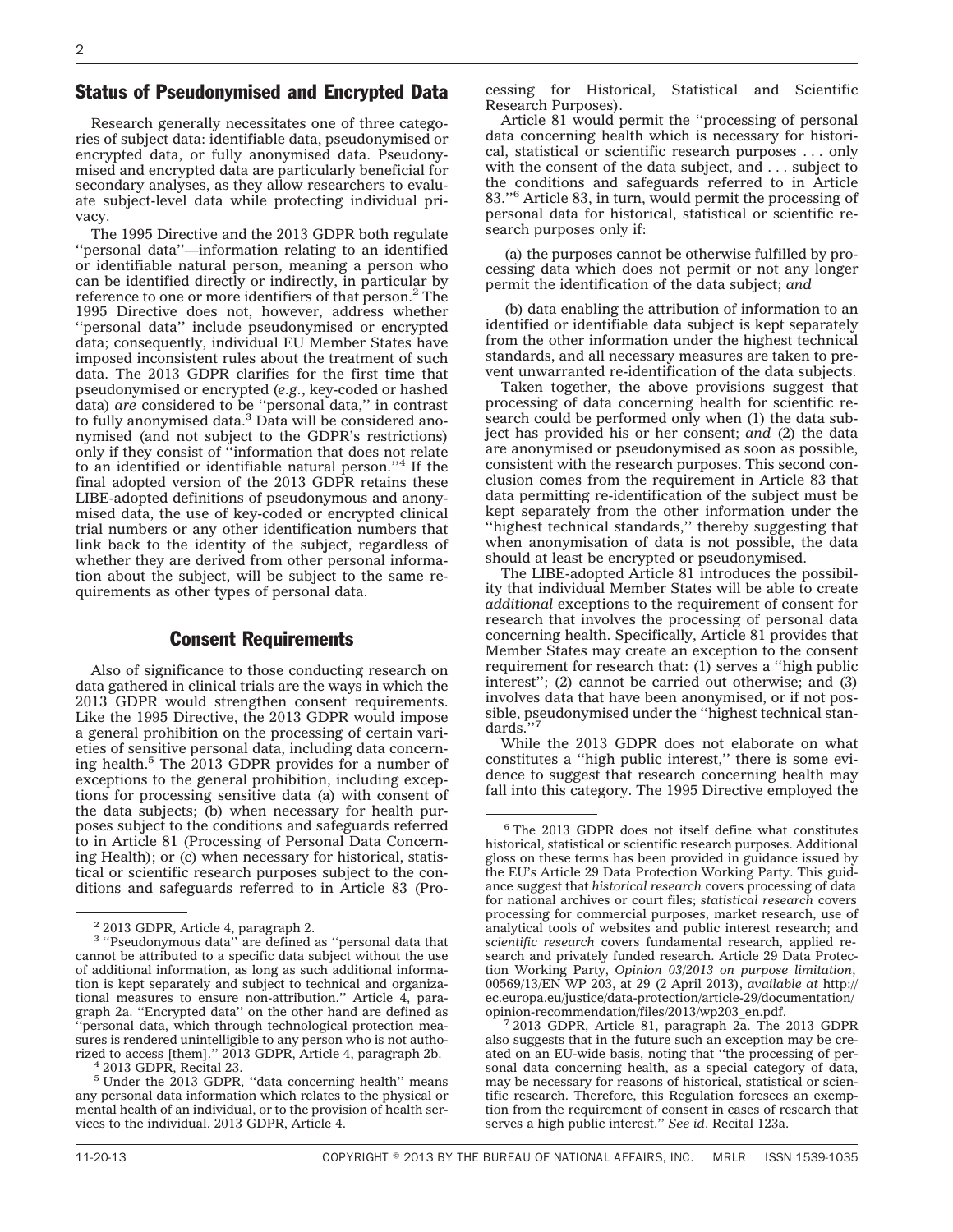## Status of Pseudonymised and Encrypted Data

Research generally necessitates one of three categories of subject data: identifiable data, pseudonymised or encrypted data, or fully anonymised data. Pseudonymised and encrypted data are particularly beneficial for secondary analyses, as they allow researchers to evaluate subject-level data while protecting individual privacy.

The 1995 Directive and the 2013 GDPR both regulate ''personal data''—information relating to an identified or identifiable natural person, meaning a person who can be identified directly or indirectly, in particular by reference to one or more identifiers of that person.[2] The 1995 Directive does not, however, address whether ''personal data'' include pseudonymised or encrypted data; consequently, individual EU Member States have imposed inconsistent rules about the treatment of such data. The 2013 GDPR clarifies for the first time that pseudonymised or encrypted (*e.g.*, key-coded or hashed data) *are* considered to be ''personal data,'' in contrast to fully anonymised data.[3] Data will be considered anonymised (and not subject to the GDPR's restrictions) only if they consist of ''information that does not relate to an identified or identifiable natural person.''[4] If the final adopted version of the 2013 GDPR retains these LIBE-adopted definitions of pseudonymous and anonymised data, the use of key-coded or encrypted clinical trial numbers or any other identification numbers that link back to the identity of the subject, regardless of whether they are derived from other personal information about the subject, will be subject to the same requirements as other types of personal data.

## Consent Requirements

Also of significance to those conducting research on data gathered in clinical trials are the ways in which the 2013 GDPR would strengthen consent requirements. Like the 1995 Directive, the 2013 GDPR would impose a general prohibition on the processing of certain varieties of sensitive personal data, including data concerning health.[5] The 2013 GDPR provides for a number of exceptions to the general prohibition, including exceptions for processing sensitive data (a) with consent of the data subjects; (b) when necessary for health purposes subject to the conditions and safeguards referred to in Article 81 (Processing of Personal Data Concerning Health); or (c) when necessary for historical, statistical or scientific research purposes subject to the conditions and safeguards referred to in Article 83 (Processing for Historical, Statistical and Scientific Research Purposes).

Article 81 would permit the ''processing of personal data concerning health which is necessary for historical, statistical or scientific research purposes . . . only with the consent of the data subject, and . . . subject to the conditions and safeguards referred to in Article 83.''[6] Article 83, in turn, would permit the processing of personal data for historical, statistical or scientific research purposes only if:

> (a) the purposes cannot be otherwise fulfilled by processing data which does not permit or not any longer permit the identification of the data subject; *and*
>
> (b) data enabling the attribution of information to an identified or identifiable data subject is kept separately from the other information under the highest technical standards, and all necessary measures are taken to prevent unwarranted re-identification of the data subjects.

Taken together, the above provisions suggest that processing of data concerning health for scientific research could be performed only when (1) the data subject has provided his or her consent; *and* (2) the data are anonymised or pseudonymised as soon as possible, consistent with the research purposes. This second conclusion comes from the requirement in Article 83 that data permitting re-identification of the subject must be kept separately from the other information under the ''highest technical standards,'' thereby suggesting that when anonymisation of data is not possible, the data should at least be encrypted or pseudonymised.

The LIBE-adopted Article 81 introduces the possibility that individual Member States will be able to create *additional* exceptions to the requirement of consent for research that involves the processing of personal data concerning health. Specifically, Article 81 provides that Member States may create an exception to the consent requirement for research that: (1) serves a ''high public interest''; (2) cannot be carried out otherwise; and (3) involves data that have been anonymised, or if not possible, pseudonymised under the ''highest technical standards.''[7]

While the 2013 GDPR does not elaborate on what constitutes a ''high public interest,'' there is some evidence to suggest that research concerning health may fall into this category. The 1995 Directive employed the

---

[2] 2013 GDPR, Article 4, paragraph 2.

[3] ''Pseudonymous data'' are defined as ''personal data that cannot be attributed to a specific data subject without the use of additional information, as long as such additional information is kept separately and subject to technical and organizational measures to ensure non-attribution.'' Article 4, paragraph 2a. ''Encrypted data'' on the other hand are defined as ''personal data, which through technological protection measures is rendered unintelligible to any person who is not authorized to access [them].'' 2013 GDPR, Article 4, paragraph 2b.

[4] 2013 GDPR, Recital 23.

[5] Under the 2013 GDPR, ''data concerning health'' means any personal data information which relates to the physical or mental health of an individual, or to the provision of health services to the individual. 2013 GDPR, Article 4.

[6] The 2013 GDPR does not itself define what constitutes historical, statistical or scientific research purposes. Additional gloss on these terms has been provided in guidance issued by the EU's Article 29 Data Protection Working Party. This guidance suggest that *historical research* covers processing of data for national archives or court files; *statistical research* covers processing for commercial purposes, market research, use of analytical tools of websites and public interest research; and *scientific research* covers fundamental research, applied research and privately funded research. Article 29 Data Protection Working Party, *Opinion 03/2013 on purpose limitation*, 00569/13/EN WP 203, at 29 (2 April 2013), *available at* http://ec.europa.eu/justice/data-protection/article-29/documentation/opinion-recommendation/files/2013/wp203_en.pdf.

[7] 2013 GDPR, Article 81, paragraph 2a. The 2013 GDPR also suggests that in the future such an exception may be created on an EU-wide basis, noting that ''the processing of personal data concerning health, as a special category of data, may be necessary for reasons of historical, statistical or scientific research. Therefore, this Regulation foresees an exemption from the requirement of consent in cases of research that serves a high public interest.'' *See id*. Recital 123a.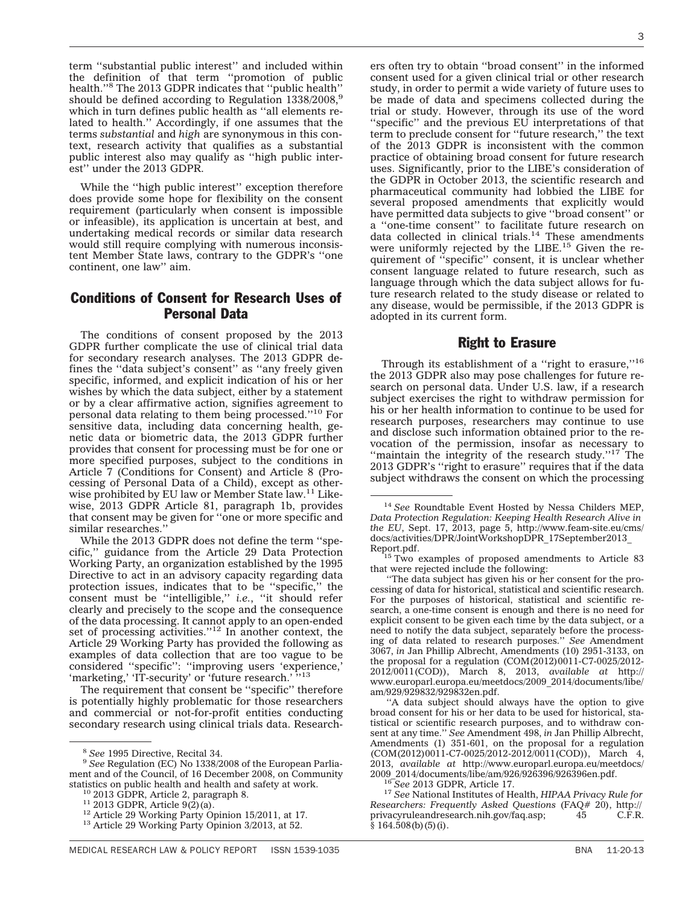term ''substantial public interest'' and included within the definition of that term ''promotion of public health.''[8] The 2013 GDPR indicates that ''public health'' should be defined according to Regulation 1338/2008,[9] which in turn defines public health as ''all elements related to health.'' Accordingly, if one assumes that the terms *substantial* and *high* are synonymous in this context, research activity that qualifies as a substantial public interest also may qualify as ''high public interest'' under the 2013 GDPR.

While the ''high public interest'' exception therefore does provide some hope for flexibility on the consent requirement (particularly when consent is impossible or infeasible), its application is uncertain at best, and undertaking medical records or similar data research would still require complying with numerous inconsistent Member State laws, contrary to the GDPR's ''one continent, one law'' aim.

## Conditions of Consent for Research Uses of Personal Data

The conditions of consent proposed by the 2013 GDPR further complicate the use of clinical trial data for secondary research analyses. The 2013 GDPR defines the ''data subject's consent'' as ''any freely given specific, informed, and explicit indication of his or her wishes by which the data subject, either by a statement or by a clear affirmative action, signifies agreement to personal data relating to them being processed.''[10] For sensitive data, including data concerning health, genetic data or biometric data, the 2013 GDPR further provides that consent for processing must be for one or more specified purposes, subject to the conditions in Article 7 (Conditions for Consent) and Article 8 (Processing of Personal Data of a Child), except as otherwise prohibited by EU law or Member State law.[11] Likewise, 2013 GDPR Article 81, paragraph 1b, provides that consent may be given for ''one or more specific and similar researches.''

While the 2013 GDPR does not define the term ''specific,'' guidance from the Article 29 Data Protection Working Party, an organization established by the 1995 Directive to act in an advisory capacity regarding data protection issues, indicates that to be ''specific,'' the consent must be ''intelligible,'' *i.e.*, ''it should refer clearly and precisely to the scope and the consequence of the data processing. It cannot apply to an open-ended set of processing activities.''[12] In another context, the Article 29 Working Party has provided the following as examples of data collection that are too vague to be considered ''specific'': ''improving users 'experience,' 'marketing,' 'IT-security' or 'future research.' ''[13]

The requirement that consent be ''specific'' therefore is potentially highly problematic for those researchers and commercial or not-for-profit entities conducting secondary research using clinical trials data. Researchers often try to obtain ''broad consent'' in the informed consent used for a given clinical trial or other research study, in order to permit a wide variety of future uses to be made of data and specimens collected during the trial or study. However, through its use of the word ''specific'' and the previous EU interpretations of that term to preclude consent for ''future research,'' the text of the 2013 GDPR is inconsistent with the common practice of obtaining broad consent for future research uses. Significantly, prior to the LIBE's consideration of the GDPR in October 2013, the scientific research and pharmaceutical community had lobbied the LIBE for several proposed amendments that explicitly would have permitted data subjects to give ''broad consent'' or a ''one-time consent'' to facilitate future research on data collected in clinical trials.[14] These amendments were uniformly rejected by the LIBE.[15] Given the requirement of ''specific'' consent, it is unclear whether consent language related to future research, such as language through which the data subject allows for future research related to the study disease or related to any disease, would be permissible, if the 2013 GDPR is adopted in its current form.

## Right to Erasure

Through its establishment of a ''right to erasure,''[16] the 2013 GDPR also may pose challenges for future research on personal data. Under U.S. law, if a research subject exercises the right to withdraw permission for his or her health information to continue to be used for research purposes, researchers may continue to use and disclose such information obtained prior to the revocation of the permission, insofar as necessary to ''maintain the integrity of the research study.''[17] The 2013 GDPR's ''right to erasure'' requires that if the data subject withdraws the consent on which the processing

---

[8] *See* 1995 Directive, Recital 34.

[9] *See* Regulation (EC) No 1338/2008 of the European Parliament and of the Council, of 16 December 2008, on Community statistics on public health and health and safety at work.

[10] 2013 GDPR, Article 2, paragraph 8.

[11] 2013 GDPR, Article 9(2)(a).

[12] Article 29 Working Party Opinion 15/2011, at 17.

[13] Article 29 Working Party Opinion 3/2013, at 52.

[14] *See* Roundtable Event Hosted by Nessa Childers MEP, *Data Protection Regulation: Keeping Health Research Alive in the EU*, Sept. 17, 2013, page 5, http://www.feam-site.eu/cms/docs/activities/DPR/JointWorkshopDPR_17September2013_Report.pdf.

[15] Two examples of proposed amendments to Article 83 that were rejected include the following:

''The data subject has given his or her consent for the processing of data for historical, statistical and scientific research. For the purposes of historical, statistical and scientific research, a one-time consent is enough and there is no need for explicit consent to be given each time by the data subject, or a need to notify the data subject, separately before the processing of data related to research purposes.'' *See* Amendment 3067, *in* Jan Phillip Albrecht, Amendments (10) 2951-3133, on the proposal for a regulation (COM(2012)0011-C7-0025/2012-2012/0011(COD)), March 8, 2013, *available at* http://www.europarl.europa.eu/meetdocs/2009_2014/documents/libe/am/929/929832/929832en.pdf.

''A data subject should always have the option to give broad consent for his or her data to be used for historical, statistical or scientific research purposes, and to withdraw consent at any time.'' *See* Amendment 498, *in* Jan Phillip Albrecht, Amendments (1) 351-601, on the proposal for a regulation (COM(2012)0011-C7-0025/2012-2012/0011(COD)), March 4, 2013, *available at* http://www.europarl.europa.eu/meetdocs/2009_2014/documents/libe/am/926/926396/926396en.pdf.

[16] *See* 2013 GDPR, Article 17.

[17] *See* National Institutes of Health, *HIPAA Privacy Rule for Researchers: Frequently Asked Questions* (FAQ# 20), http://privacyruleandresearch.nih.gov/faq.asp; 45 C.F.R. § 164.508(b)(5)(i).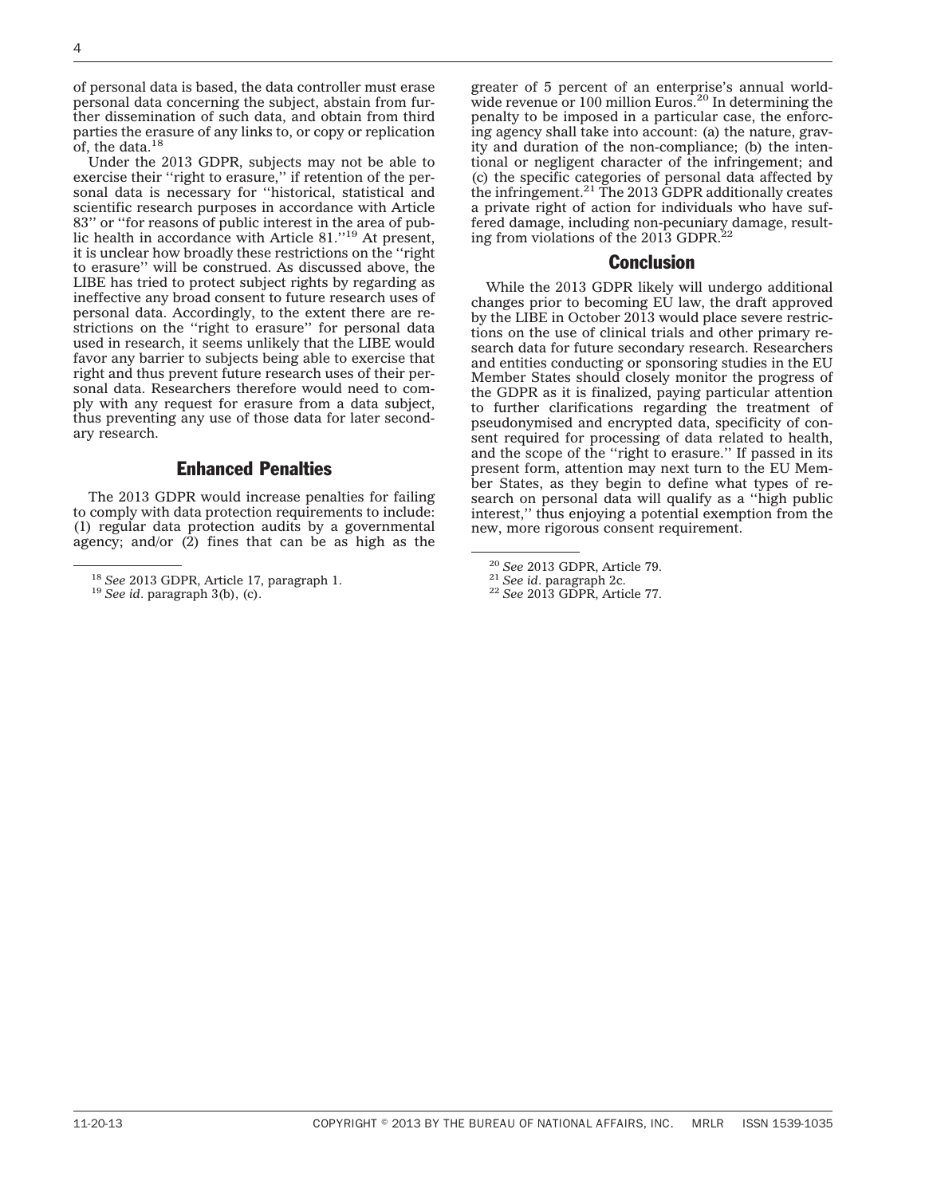of personal data is based, the data controller must erase personal data concerning the subject, abstain from further dissemination of such data, and obtain from third parties the erasure of any links to, or copy or replication of, the data.[18]

Under the 2013 GDPR, subjects may not be able to exercise their ''right to erasure,'' if retention of the personal data is necessary for ''historical, statistical and scientific research purposes in accordance with Article 83'' or ''for reasons of public interest in the area of public health in accordance with Article 81.''[19] At present, it is unclear how broadly these restrictions on the ''right to erasure'' will be construed. As discussed above, the LIBE has tried to protect subject rights by regarding as ineffective any broad consent to future research uses of personal data. Accordingly, to the extent there are restrictions on the ''right to erasure'' for personal data used in research, it seems unlikely that the LIBE would favor any barrier to subjects being able to exercise that right and thus prevent future research uses of their personal data. Researchers therefore would need to comply with any request for erasure from a data subject, thus preventing any use of those data for later secondary research.

## Enhanced Penalties

The 2013 GDPR would increase penalties for failing to comply with data protection requirements to include: (1) regular data protection audits by a governmental agency; and/or (2) fines that can be as high as the greater of 5 percent of an enterprise's annual worldwide revenue or 100 million Euros.[20] In determining the penalty to be imposed in a particular case, the enforcing agency shall take into account: (a) the nature, gravity and duration of the non-compliance; (b) the intentional or negligent character of the infringement; and (c) the specific categories of personal data affected by the infringement.[21] The 2013 GDPR additionally creates a private right of action for individuals who have suffered damage, including non-pecuniary damage, resulting from violations of the 2013 GDPR.[22]

## Conclusion

While the 2013 GDPR likely will undergo additional changes prior to becoming EU law, the draft approved by the LIBE in October 2013 would place severe restrictions on the use of clinical trials and other primary research data for future secondary research. Researchers and entities conducting or sponsoring studies in the EU Member States should closely monitor the progress of the GDPR as it is finalized, paying particular attention to further clarifications regarding the treatment of pseudonymised and encrypted data, specificity of consent required for processing of data related to health, and the scope of the ''right to erasure.'' If passed in its present form, attention may next turn to the EU Member States, as they begin to define what types of research on personal data will qualify as a ''high public interest,'' thus enjoying a potential exemption from the new, more rigorous consent requirement.

---

[18] *See* 2013 GDPR, Article 17, paragraph 1.

[19] *See id*. paragraph 3(b), (c).

[20] *See* 2013 GDPR, Article 79.

[21] *See id*. paragraph 2c.

[22] *See* 2013 GDPR, Article 77.